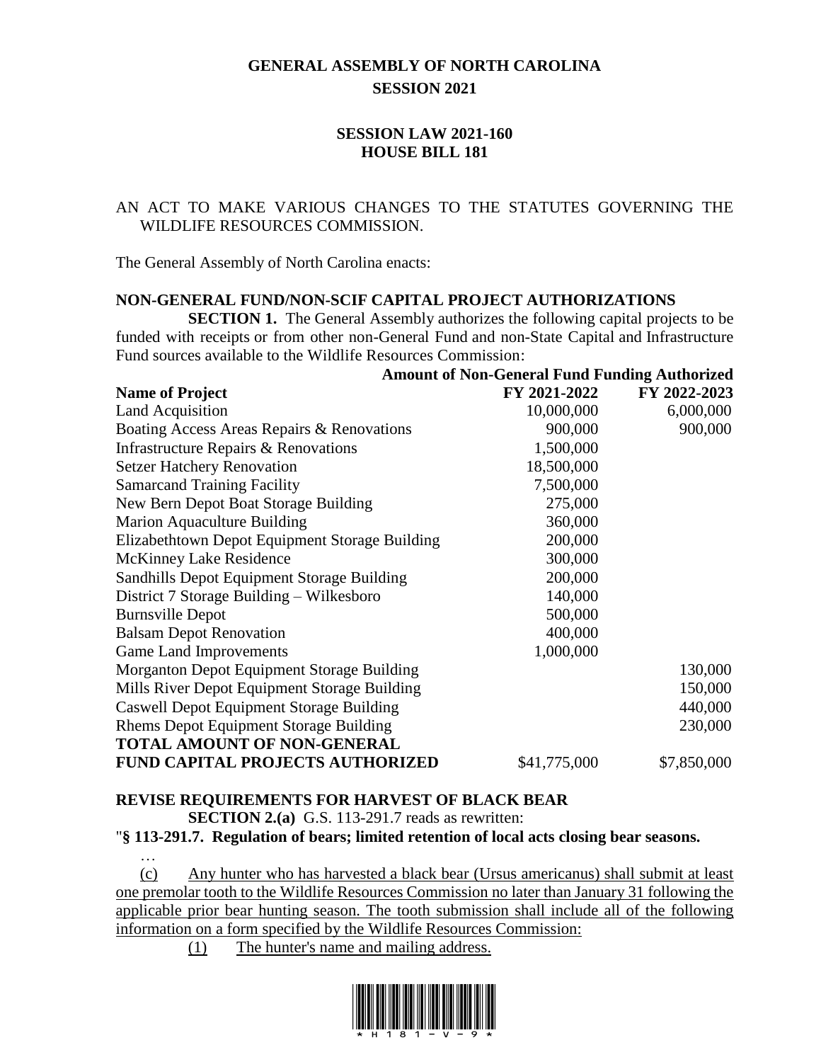# GENERAL ASSEMBLY OF NORTH CAROLINA
## SESSION 2021

## SESSION LAW 2021-160
## HOUSE BILL 181

AN ACT TO MAKE VARIOUS CHANGES TO THE STATUTES GOVERNING THE WILDLIFE RESOURCES COMMISSION.

The General Assembly of North Carolina enacts:

### NON-GENERAL FUND/NON-SCIF CAPITAL PROJECT AUTHORIZATIONS

**SECTION 1.** The General Assembly authorizes the following capital projects to be funded with receipts or from other non-General Fund and non-State Capital and Infrastructure Fund sources available to the Wildlife Resources Commission:

| | **Amount of Non-General Fund Funding Authorized** | |
|---|---|---|
| **Name of Project** | **FY 2021-2022** | **FY 2022-2023** |
| Land Acquisition | 10,000,000 | 6,000,000 |
| Boating Access Areas Repairs & Renovations | 900,000 | 900,000 |
| Infrastructure Repairs & Renovations | 1,500,000 | |
| Setzer Hatchery Renovation | 18,500,000 | |
| Samarcand Training Facility | 7,500,000 | |
| New Bern Depot Boat Storage Building | 275,000 | |
| Marion Aquaculture Building | 360,000 | |
| Elizabethtown Depot Equipment Storage Building | 200,000 | |
| McKinney Lake Residence | 300,000 | |
| Sandhills Depot Equipment Storage Building | 200,000 | |
| District 7 Storage Building – Wilkesboro | 140,000 | |
| Burnsville Depot | 500,000 | |
| Balsam Depot Renovation | 400,000 | |
| Game Land Improvements | 1,000,000 | |
| Morganton Depot Equipment Storage Building | | 130,000 |
| Mills River Depot Equipment Storage Building | | 150,000 |
| Caswell Depot Equipment Storage Building | | 440,000 |
| Rhems Depot Equipment Storage Building | | 230,000 |
| **TOTAL AMOUNT OF NON-GENERAL FUND CAPITAL PROJECTS AUTHORIZED** | $41,775,000 | $7,850,000 |

### REVISE REQUIREMENTS FOR HARVEST OF BLACK BEAR

**SECTION 2.(a)** G.S. 113-291.7 reads as rewritten:

"**§ 113-291.7. Regulation of bears; limited retention of local acts closing bear seasons.**

…

(c) Any hunter who has harvested a black bear (Ursus americanus) shall submit at least one premolar tooth to the Wildlife Resources Commission no later than January 31 following the applicable prior bear hunting season. The tooth submission shall include all of the following information on a form specified by the Wildlife Resources Commission:

(1) The hunter's name and mailing address.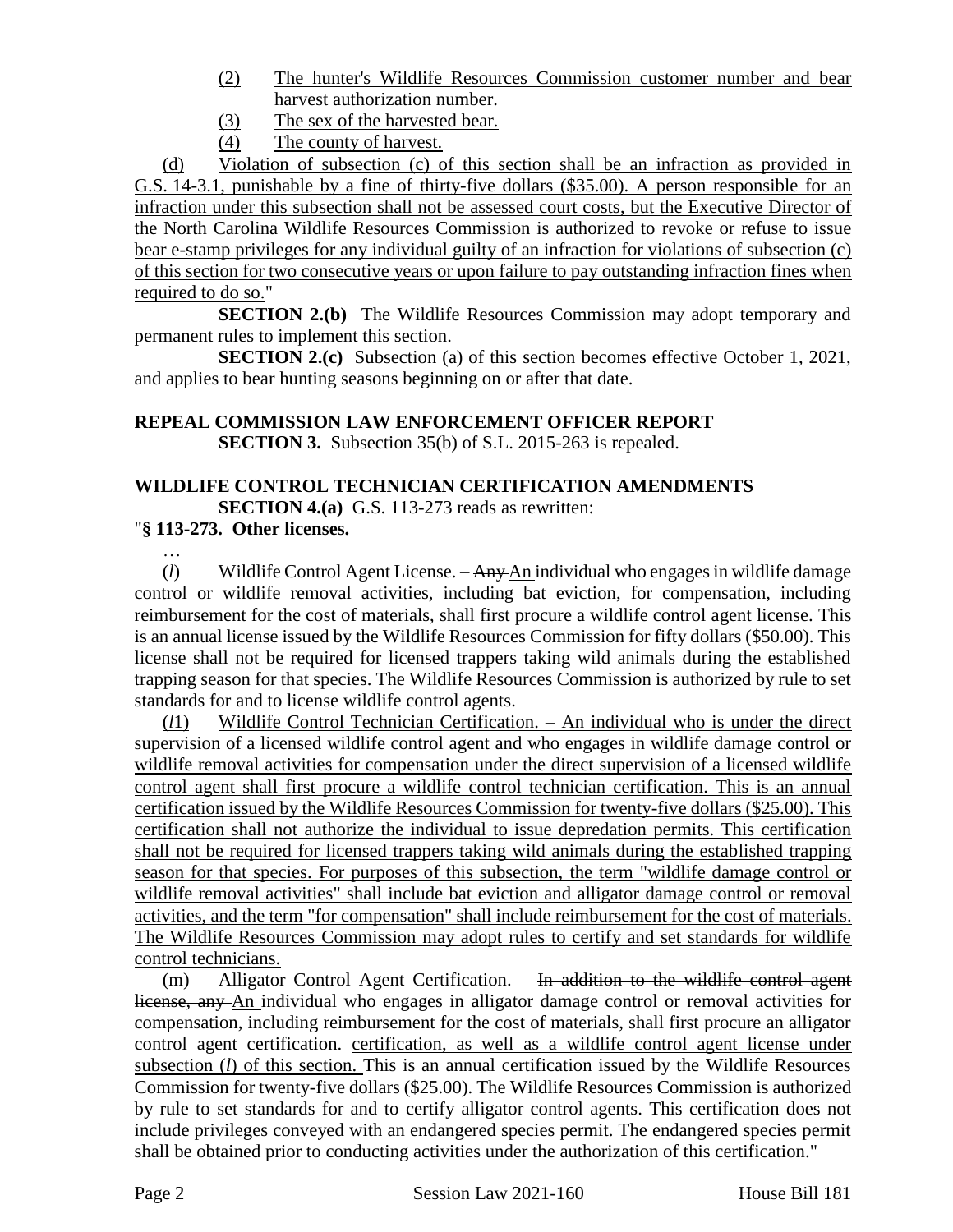(2) The hunter's Wildlife Resources Commission customer number and bear harvest authorization number.

(3) The sex of the harvested bear.

(4) The county of harvest.

(d) Violation of subsection (c) of this section shall be an infraction as provided in G.S. 14-3.1, punishable by a fine of thirty-five dollars ($35.00). A person responsible for an infraction under this subsection shall not be assessed court costs, but the Executive Director of the North Carolina Wildlife Resources Commission is authorized to revoke or refuse to issue bear e-stamp privileges for any individual guilty of an infraction for violations of subsection (c) of this section for two consecutive years or upon failure to pay outstanding infraction fines when required to do so."

**SECTION 2.(b)** The Wildlife Resources Commission may adopt temporary and permanent rules to implement this section.

**SECTION 2.(c)** Subsection (a) of this section becomes effective October 1, 2021, and applies to bear hunting seasons beginning on or after that date.

**REPEAL COMMISSION LAW ENFORCEMENT OFFICER REPORT**

**SECTION 3.** Subsection 35(b) of S.L. 2015-263 is repealed.

**WILDLIFE CONTROL TECHNICIAN CERTIFICATION AMENDMENTS**

**SECTION 4.(a)** G.S. 113-273 reads as rewritten:

"**§ 113-273. Other licenses.**

…

(*l*) Wildlife Control Agent License. – ~~Any~~ An individual who engages in wildlife damage control or wildlife removal activities, including bat eviction, for compensation, including reimbursement for the cost of materials, shall first procure a wildlife control agent license. This is an annual license issued by the Wildlife Resources Commission for fifty dollars ($50.00). This license shall not be required for licensed trappers taking wild animals during the established trapping season for that species. The Wildlife Resources Commission is authorized by rule to set standards for and to license wildlife control agents.

(*l*1) Wildlife Control Technician Certification. – An individual who is under the direct supervision of a licensed wildlife control agent and who engages in wildlife damage control or wildlife removal activities for compensation under the direct supervision of a licensed wildlife control agent shall first procure a wildlife control technician certification. This is an annual certification issued by the Wildlife Resources Commission for twenty-five dollars ($25.00). This certification shall not authorize the individual to issue depredation permits. This certification shall not be required for licensed trappers taking wild animals during the established trapping season for that species. For purposes of this subsection, the term "wildlife damage control or wildlife removal activities" shall include bat eviction and alligator damage control or removal activities, and the term "for compensation" shall include reimbursement for the cost of materials. The Wildlife Resources Commission may adopt rules to certify and set standards for wildlife control technicians.

(m) Alligator Control Agent Certification. – ~~In addition to the wildlife control agent license, any~~ An individual who engages in alligator damage control or removal activities for compensation, including reimbursement for the cost of materials, shall first procure an alligator control agent ~~certification.~~ certification, as well as a wildlife control agent license under subsection (*l*) of this section. This is an annual certification issued by the Wildlife Resources Commission for twenty-five dollars ($25.00). The Wildlife Resources Commission is authorized by rule to set standards for and to certify alligator control agents. This certification does not include privileges conveyed with an endangered species permit. The endangered species permit shall be obtained prior to conducting activities under the authorization of this certification."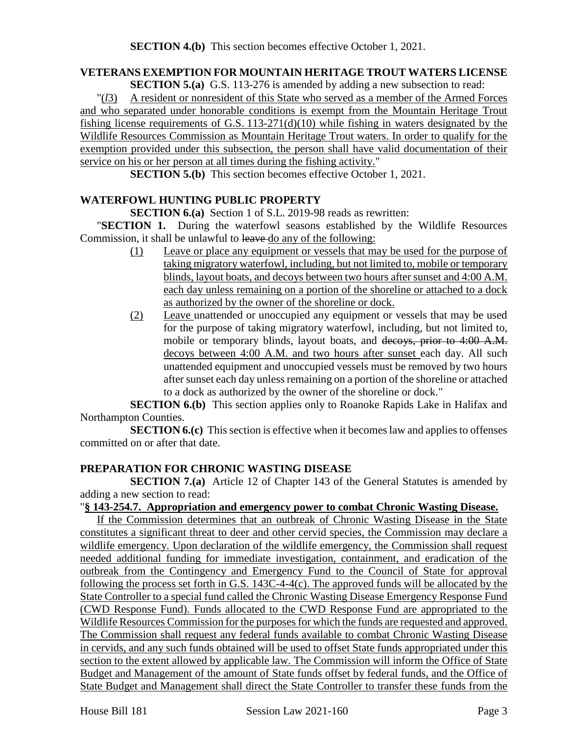**SECTION 4.(b)** This section becomes effective October 1, 2021.

## VETERANS EXEMPTION FOR MOUNTAIN HERITAGE TROUT WATERS LICENSE

**SECTION 5.(a)** G.S. 113-276 is amended by adding a new subsection to read:

"(*l*3) A resident or nonresident of this State who served as a member of the Armed Forces and who separated under honorable conditions is exempt from the Mountain Heritage Trout fishing license requirements of G.S. 113-271(d)(10) while fishing in waters designated by the Wildlife Resources Commission as Mountain Heritage Trout waters. In order to qualify for the exemption provided under this subsection, the person shall have valid documentation of their service on his or her person at all times during the fishing activity."

**SECTION 5.(b)** This section becomes effective October 1, 2021.

## WATERFOWL HUNTING PUBLIC PROPERTY

**SECTION 6.(a)** Section 1 of S.L. 2019-98 reads as rewritten:

"**SECTION 1.** During the waterfowl seasons established by the Wildlife Resources Commission, it shall be unlawful to ~~leave~~ do any of the following:

(1) Leave or place any equipment or vessels that may be used for the purpose of taking migratory waterfowl, including, but not limited to, mobile or temporary blinds, layout boats, and decoys between two hours after sunset and 4:00 A.M. each day unless remaining on a portion of the shoreline or attached to a dock as authorized by the owner of the shoreline or dock.

(2) Leave unattended or unoccupied any equipment or vessels that may be used for the purpose of taking migratory waterfowl, including, but not limited to, mobile or temporary blinds, layout boats, and ~~decoys, prior to 4:00 A.M.~~ decoys between 4:00 A.M. and two hours after sunset each day. All such unattended equipment and unoccupied vessels must be removed by two hours after sunset each day unless remaining on a portion of the shoreline or attached to a dock as authorized by the owner of the shoreline or dock."

**SECTION 6.(b)** This section applies only to Roanoke Rapids Lake in Halifax and Northampton Counties.

**SECTION 6.(c)** This section is effective when it becomes law and applies to offenses committed on or after that date.

## PREPARATION FOR CHRONIC WASTING DISEASE

**SECTION 7.(a)** Article 12 of Chapter 143 of the General Statutes is amended by adding a new section to read:

"**§ 143-254.7. Appropriation and emergency power to combat Chronic Wasting Disease.**

If the Commission determines that an outbreak of Chronic Wasting Disease in the State constitutes a significant threat to deer and other cervid species, the Commission may declare a wildlife emergency. Upon declaration of the wildlife emergency, the Commission shall request needed additional funding for immediate investigation, containment, and eradication of the outbreak from the Contingency and Emergency Fund to the Council of State for approval following the process set forth in G.S. 143C-4-4(c). The approved funds will be allocated by the State Controller to a special fund called the Chronic Wasting Disease Emergency Response Fund (CWD Response Fund). Funds allocated to the CWD Response Fund are appropriated to the Wildlife Resources Commission for the purposes for which the funds are requested and approved. The Commission shall request any federal funds available to combat Chronic Wasting Disease in cervids, and any such funds obtained will be used to offset State funds appropriated under this section to the extent allowed by applicable law. The Commission will inform the Office of State Budget and Management of the amount of State funds offset by federal funds, and the Office of State Budget and Management shall direct the State Controller to transfer these funds from the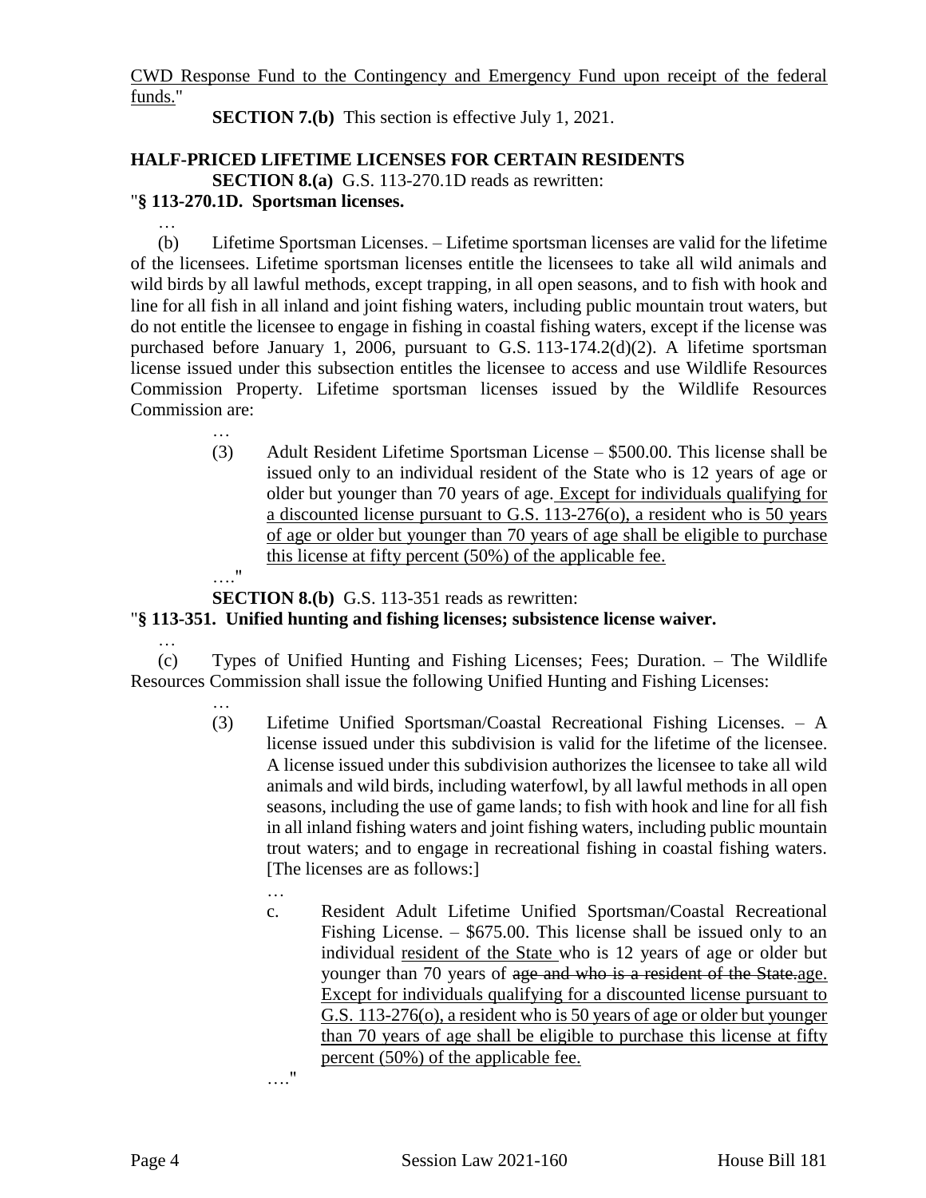CWD Response Fund to the Contingency and Emergency Fund upon receipt of the federal funds."

**SECTION 7.(b)** This section is effective July 1, 2021.

**HALF-PRICED LIFETIME LICENSES FOR CERTAIN RESIDENTS**

**SECTION 8.(a)** G.S. 113-270.1D reads as rewritten:

"**§ 113-270.1D. Sportsman licenses.**

…

(b) Lifetime Sportsman Licenses. – Lifetime sportsman licenses are valid for the lifetime of the licensees. Lifetime sportsman licenses entitle the licensees to take all wild animals and wild birds by all lawful methods, except trapping, in all open seasons, and to fish with hook and line for all fish in all inland and joint fishing waters, including public mountain trout waters, but do not entitle the licensee to engage in fishing in coastal fishing waters, except if the license was purchased before January 1, 2006, pursuant to G.S. 113-174.2(d)(2). A lifetime sportsman license issued under this subsection entitles the licensee to access and use Wildlife Resources Commission Property. Lifetime sportsman licenses issued by the Wildlife Resources Commission are:

…

(3) Adult Resident Lifetime Sportsman License – $500.00. This license shall be issued only to an individual resident of the State who is 12 years of age or older but younger than 70 years of age. Except for individuals qualifying for a discounted license pursuant to G.S. 113-276(o), a resident who is 50 years of age or older but younger than 70 years of age shall be eligible to purchase this license at fifty percent (50%) of the applicable fee.

…."

**SECTION 8.(b)** G.S. 113-351 reads as rewritten:

"**§ 113-351. Unified hunting and fishing licenses; subsistence license waiver.**

…

(c) Types of Unified Hunting and Fishing Licenses; Fees; Duration. – The Wildlife Resources Commission shall issue the following Unified Hunting and Fishing Licenses:

…

(3) Lifetime Unified Sportsman/Coastal Recreational Fishing Licenses. – A license issued under this subdivision is valid for the lifetime of the licensee. A license issued under this subdivision authorizes the licensee to take all wild animals and wild birds, including waterfowl, by all lawful methods in all open seasons, including the use of game lands; to fish with hook and line for all fish in all inland fishing waters and joint fishing waters, including public mountain trout waters; and to engage in recreational fishing in coastal fishing waters. [The licenses are as follows:]

…

c. Resident Adult Lifetime Unified Sportsman/Coastal Recreational Fishing License. – $675.00. This license shall be issued only to an individual resident of the State who is 12 years of age or older but younger than 70 years of ~~age and who is a resident of the State.~~age. Except for individuals qualifying for a discounted license pursuant to G.S. 113-276(o), a resident who is 50 years of age or older but younger than 70 years of age shall be eligible to purchase this license at fifty percent (50%) of the applicable fee.

…."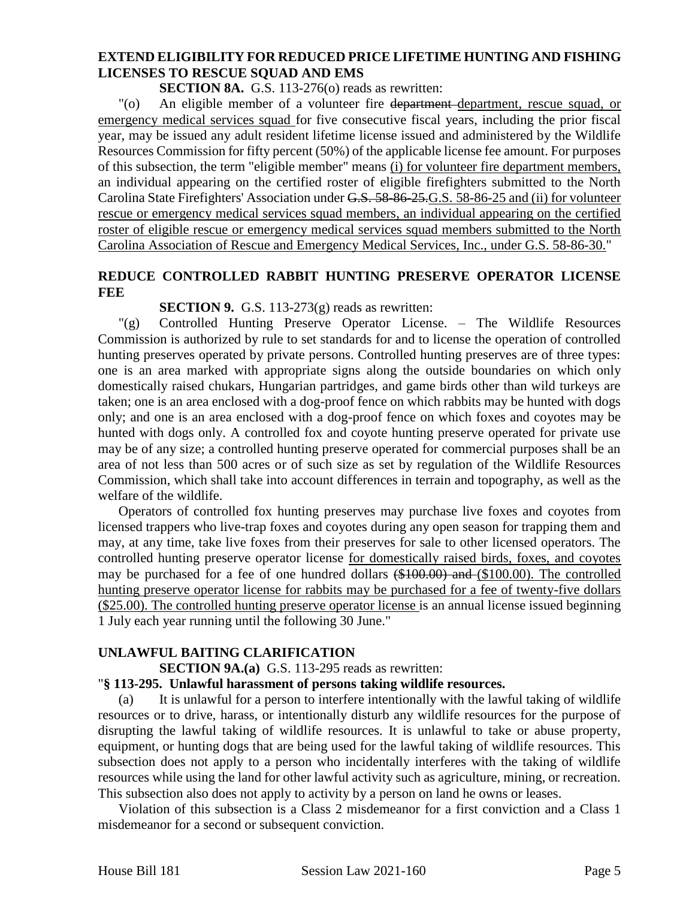**EXTEND ELIGIBILITY FOR REDUCED PRICE LIFETIME HUNTING AND FISHING LICENSES TO RESCUE SQUAD AND EMS**

**SECTION 8A.** G.S. 113-276(o) reads as rewritten:

"(o) An eligible member of a volunteer fire ~~department~~ department, rescue squad, or emergency medical services squad for five consecutive fiscal years, including the prior fiscal year, may be issued any adult resident lifetime license issued and administered by the Wildlife Resources Commission for fifty percent (50%) of the applicable license fee amount. For purposes of this subsection, the term "eligible member" means (i) for volunteer fire department members, an individual appearing on the certified roster of eligible firefighters submitted to the North Carolina State Firefighters' Association under ~~G.S. 58-86-25.~~G.S. 58-86-25 and (ii) for volunteer rescue or emergency medical services squad members, an individual appearing on the certified roster of eligible rescue or emergency medical services squad members submitted to the North Carolina Association of Rescue and Emergency Medical Services, Inc., under G.S. 58-86-30."

**REDUCE CONTROLLED RABBIT HUNTING PRESERVE OPERATOR LICENSE FEE**

**SECTION 9.** G.S. 113-273(g) reads as rewritten:

"(g) Controlled Hunting Preserve Operator License. – The Wildlife Resources Commission is authorized by rule to set standards for and to license the operation of controlled hunting preserves operated by private persons. Controlled hunting preserves are of three types: one is an area marked with appropriate signs along the outside boundaries on which only domestically raised chukars, Hungarian partridges, and game birds other than wild turkeys are taken; one is an area enclosed with a dog-proof fence on which rabbits may be hunted with dogs only; and one is an area enclosed with a dog-proof fence on which foxes and coyotes may be hunted with dogs only. A controlled fox and coyote hunting preserve operated for private use may be of any size; a controlled hunting preserve operated for commercial purposes shall be an area of not less than 500 acres or of such size as set by regulation of the Wildlife Resources Commission, which shall take into account differences in terrain and topography, as well as the welfare of the wildlife.

Operators of controlled fox hunting preserves may purchase live foxes and coyotes from licensed trappers who live-trap foxes and coyotes during any open season for trapping them and may, at any time, take live foxes from their preserves for sale to other licensed operators. The controlled hunting preserve operator license for domestically raised birds, foxes, and coyotes may be purchased for a fee of one hundred dollars ~~($100.00) and~~ ($100.00). The controlled hunting preserve operator license for rabbits may be purchased for a fee of twenty-five dollars ($25.00). The controlled hunting preserve operator license is an annual license issued beginning 1 July each year running until the following 30 June."

**UNLAWFUL BAITING CLARIFICATION**

**SECTION 9A.(a)** G.S. 113-295 reads as rewritten:

"**§ 113-295. Unlawful harassment of persons taking wildlife resources.**

(a) It is unlawful for a person to interfere intentionally with the lawful taking of wildlife resources or to drive, harass, or intentionally disturb any wildlife resources for the purpose of disrupting the lawful taking of wildlife resources. It is unlawful to take or abuse property, equipment, or hunting dogs that are being used for the lawful taking of wildlife resources. This subsection does not apply to a person who incidentally interferes with the taking of wildlife resources while using the land for other lawful activity such as agriculture, mining, or recreation. This subsection also does not apply to activity by a person on land he owns or leases.

Violation of this subsection is a Class 2 misdemeanor for a first conviction and a Class 1 misdemeanor for a second or subsequent conviction.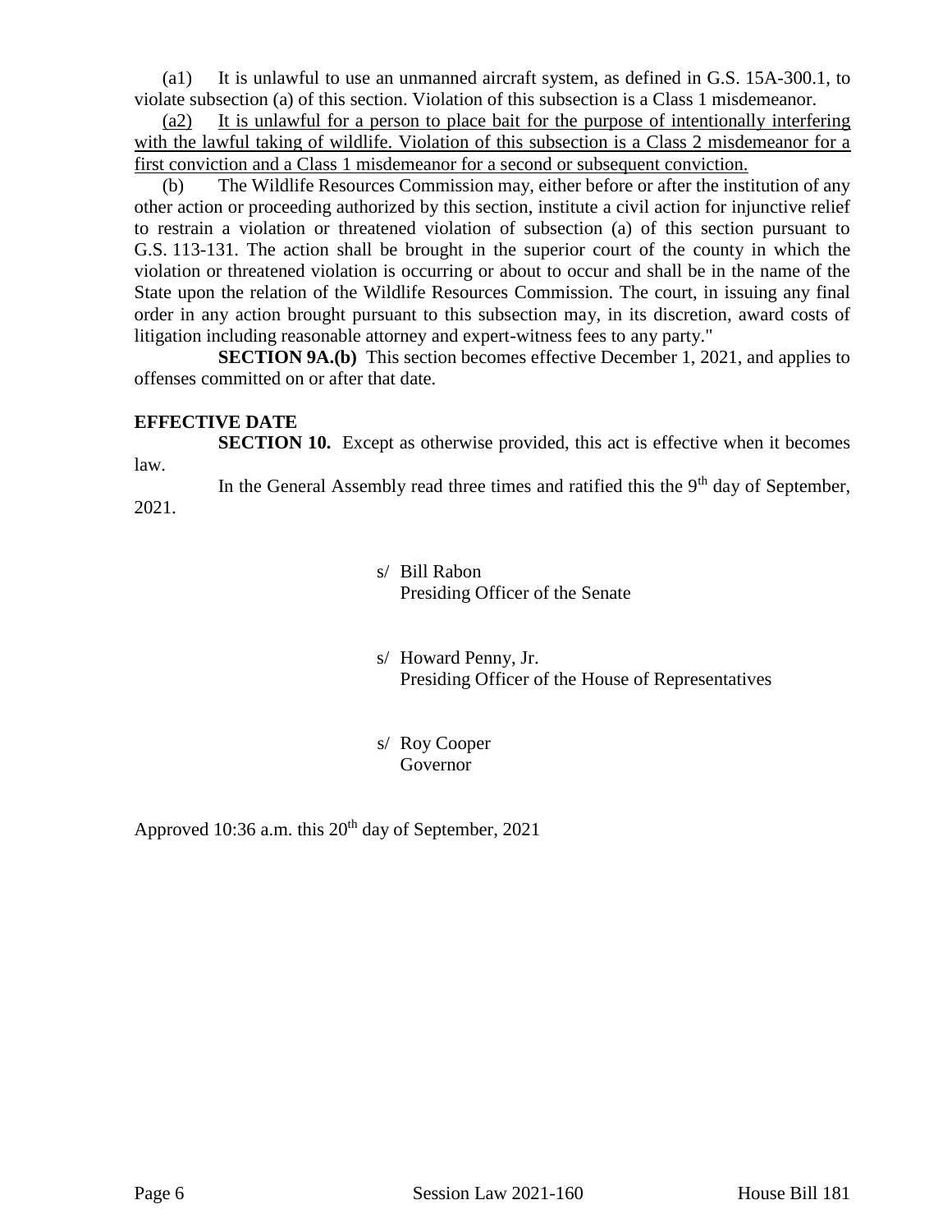(a1) It is unlawful to use an unmanned aircraft system, as defined in G.S. 15A-300.1, to violate subsection (a) of this section. Violation of this subsection is a Class 1 misdemeanor.

<u>(a2) It is unlawful for a person to place bait for the purpose of intentionally interfering with the lawful taking of wildlife. Violation of this subsection is a Class 2 misdemeanor for a first conviction and a Class 1 misdemeanor for a second or subsequent conviction.</u>

(b) The Wildlife Resources Commission may, either before or after the institution of any other action or proceeding authorized by this section, institute a civil action for injunctive relief to restrain a violation or threatened violation of subsection (a) of this section pursuant to G.S. 113-131. The action shall be brought in the superior court of the county in which the violation or threatened violation is occurring or about to occur and shall be in the name of the State upon the relation of the Wildlife Resources Commission. The court, in issuing any final order in any action brought pursuant to this subsection may, in its discretion, award costs of litigation including reasonable attorney and expert-witness fees to any party."

**SECTION 9A.(b)** This section becomes effective December 1, 2021, and applies to offenses committed on or after that date.

**EFFECTIVE DATE**

**SECTION 10.** Except as otherwise provided, this act is effective when it becomes law.

In the General Assembly read three times and ratified this the 9th day of September, 2021.

s/ Bill Rabon
Presiding Officer of the Senate

s/ Howard Penny, Jr.
Presiding Officer of the House of Representatives

s/ Roy Cooper
Governor

Approved 10:36 a.m. this 20th day of September, 2021